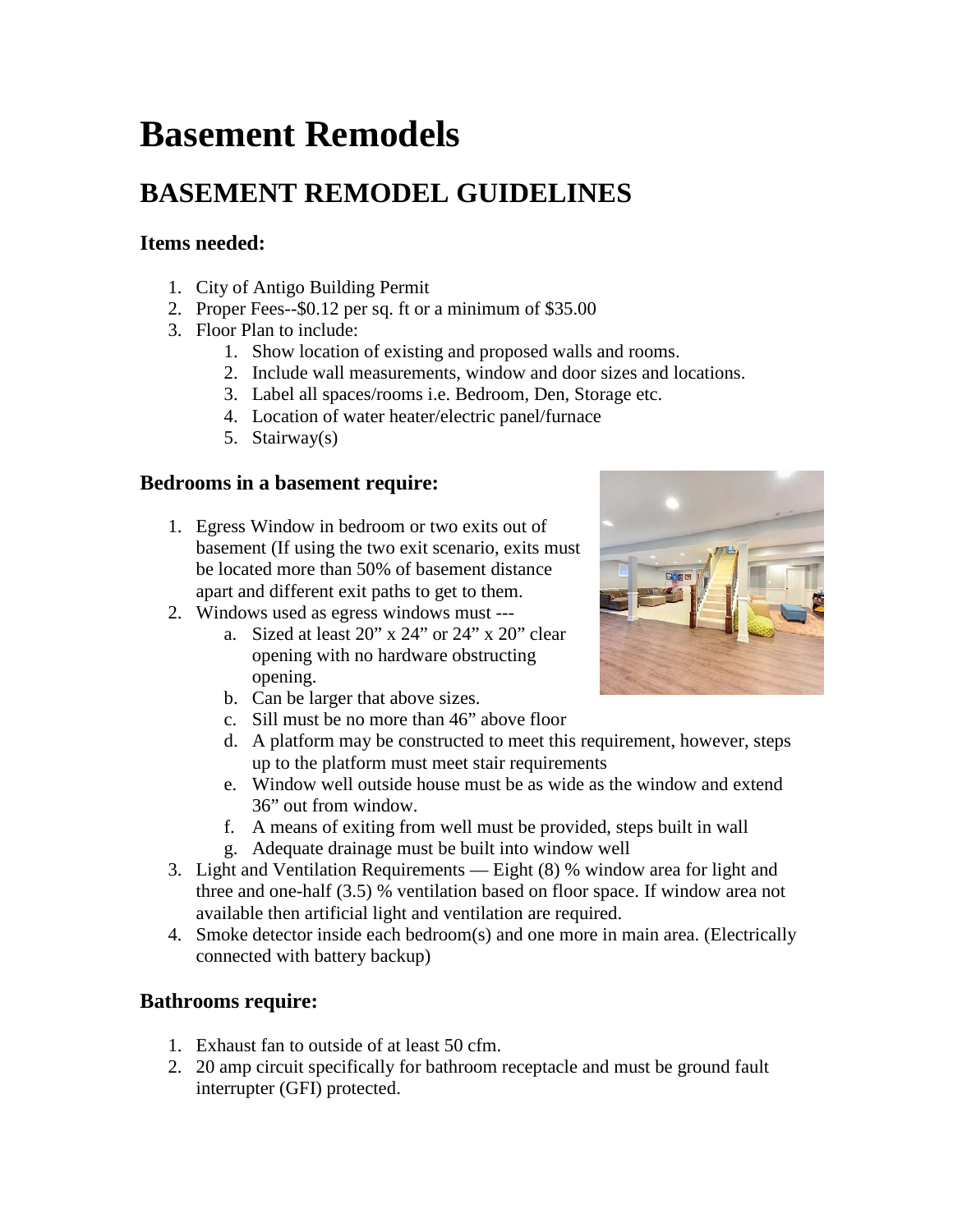# Basement Remodels

## BASEMENT REMODEL GUIDELINES

### Items needed:

1. City of Antigo Building Permit
2. Proper Fees--$0.12 per sq. ft or a minimum of $35.00
3. Floor Plan to include:
   1. Show location of existing and proposed walls and rooms.
   2. Include wall measurements, window and door sizes and locations.
   3. Label all spaces/rooms i.e. Bedroom, Den, Storage etc.
   4. Location of water heater/electric panel/furnace
   5. Stairway(s)

### Bedrooms in a basement require:

1. Egress Window in bedroom or two exits out of basement (If using the two exit scenario, exits must be located more than 50% of basement distance apart and different exit paths to get to them.
2. Windows used as egress windows must ---
   a. Sized at least 20" x 24" or 24" x 20" clear opening with no hardware obstructing opening.
   b. Can be larger that above sizes.
   c. Sill must be no more than 46" above floor
   d. A platform may be constructed to meet this requirement, however, steps up to the platform must meet stair requirements
   e. Window well outside house must be as wide as the window and extend 36" out from window.
   f. A means of exiting from well must be provided, steps built in wall
   g. Adequate drainage must be built into window well
3. Light and Ventilation Requirements — Eight (8) % window area for light and three and one-half (3.5) % ventilation based on floor space. If window area not available then artificial light and ventilation are required.
4. Smoke detector inside each bedroom(s) and one more in main area. (Electrically connected with battery backup)

### Bathrooms require:

1. Exhaust fan to outside of at least 50 cfm.
2. 20 amp circuit specifically for bathroom receptacle and must be ground fault interrupter (GFI) protected.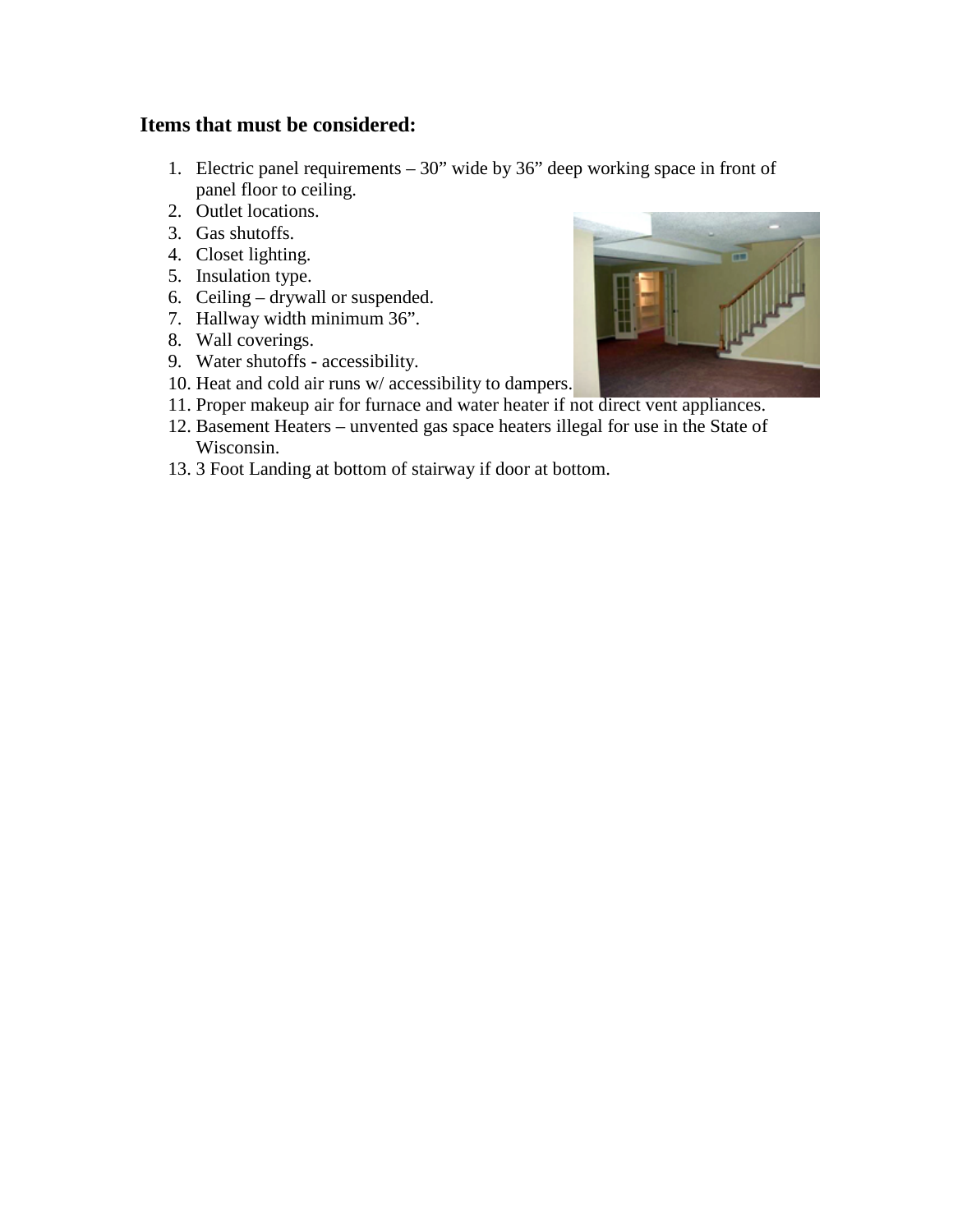### Items that must be considered:

1. Electric panel requirements – 30" wide by 36" deep working space in front of panel floor to ceiling.
2. Outlet locations.
3. Gas shutoffs.
4. Closet lighting.
5. Insulation type.
6. Ceiling – drywall or suspended.
7. Hallway width minimum 36".
8. Wall coverings.
9. Water shutoffs - accessibility.
10. Heat and cold air runs w/ accessibility to dampers.
11. Proper makeup air for furnace and water heater if not direct vent appliances.
12. Basement Heaters – unvented gas space heaters illegal for use in the State of Wisconsin.
13. 3 Foot Landing at bottom of stairway if door at bottom.